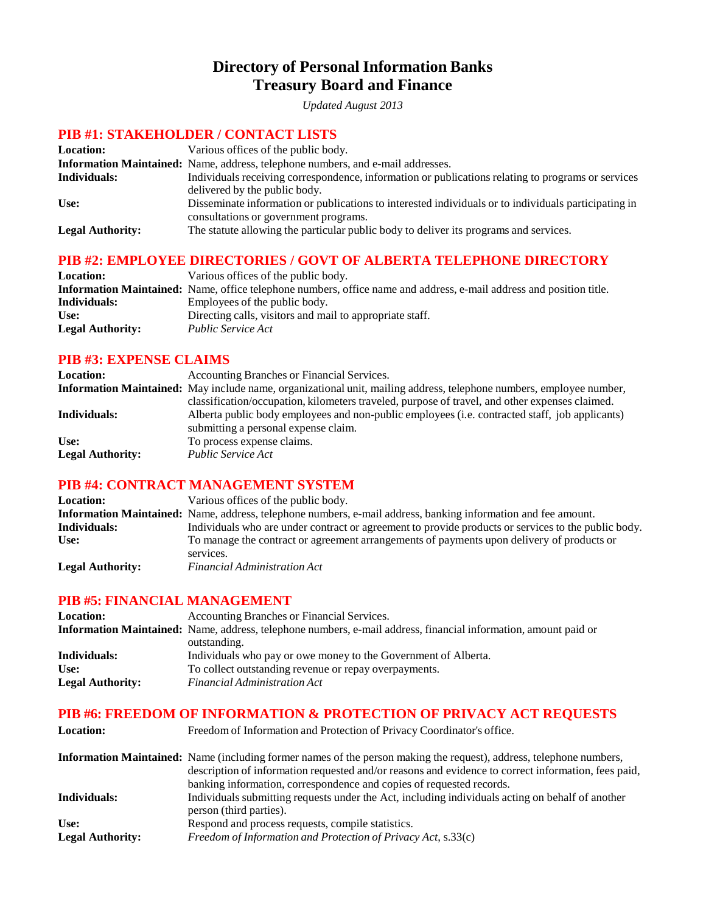# Directory of Personal Information Banks
# Treasury Board and Finance

*Updated August 2013*

## PIB #1: STAKEHOLDER / CONTACT LISTS

**Location:** Various offices of the public body.

**Information Maintained:** Name, address, telephone numbers, and e-mail addresses.

**Individuals:** Individuals receiving correspondence, information or publications relating to programs or services delivered by the public body.

**Use:** Disseminate information or publications to interested individuals or to individuals participating in consultations or government programs.

**Legal Authority:** The statute allowing the particular public body to deliver its programs and services.

## PIB #2: EMPLOYEE DIRECTORIES / GOVT OF ALBERTA TELEPHONE DIRECTORY

**Location:** Various offices of the public body.

**Information Maintained:** Name, office telephone numbers, office name and address, e-mail address and position title.

**Individuals:** Employees of the public body.

**Use:** Directing calls, visitors and mail to appropriate staff.

**Legal Authority:** *Public Service Act*

## PIB #3: EXPENSE CLAIMS

**Location:** Accounting Branches or Financial Services.

**Information Maintained:** May include name, organizational unit, mailing address, telephone numbers, employee number, classification/occupation, kilometers traveled, purpose of travel, and other expenses claimed.

**Individuals:** Alberta public body employees and non-public employees (i.e. contracted staff, job applicants) submitting a personal expense claim.

**Use:** To process expense claims.

**Legal Authority:** *Public Service Act*

## PIB #4: CONTRACT MANAGEMENT SYSTEM

**Location:** Various offices of the public body.

**Information Maintained:** Name, address, telephone numbers, e-mail address, banking information and fee amount.

**Individuals:** Individuals who are under contract or agreement to provide products or services to the public body.

**Use:** To manage the contract or agreement arrangements of payments upon delivery of products or services.

**Legal Authority:** *Financial Administration Act*

## PIB #5: FINANCIAL MANAGEMENT

**Location:** Accounting Branches or Financial Services.

**Information Maintained:** Name, address, telephone numbers, e-mail address, financial information, amount paid or outstanding.

**Individuals:** Individuals who pay or owe money to the Government of Alberta.

**Use:** To collect outstanding revenue or repay overpayments.

**Legal Authority:** *Financial Administration Act*

## PIB #6: FREEDOM OF INFORMATION & PROTECTION OF PRIVACY ACT REQUESTS

**Location:** Freedom of Information and Protection of Privacy Coordinator's office.

**Information Maintained:** Name (including former names of the person making the request), address, telephone numbers, description of information requested and/or reasons and evidence to correct information, fees paid, banking information, correspondence and copies of requested records.

**Individuals:** Individuals submitting requests under the Act, including individuals acting on behalf of another person (third parties).

**Use:** Respond and process requests, compile statistics.

**Legal Authority:** *Freedom of Information and Protection of Privacy Act*, s.33(c)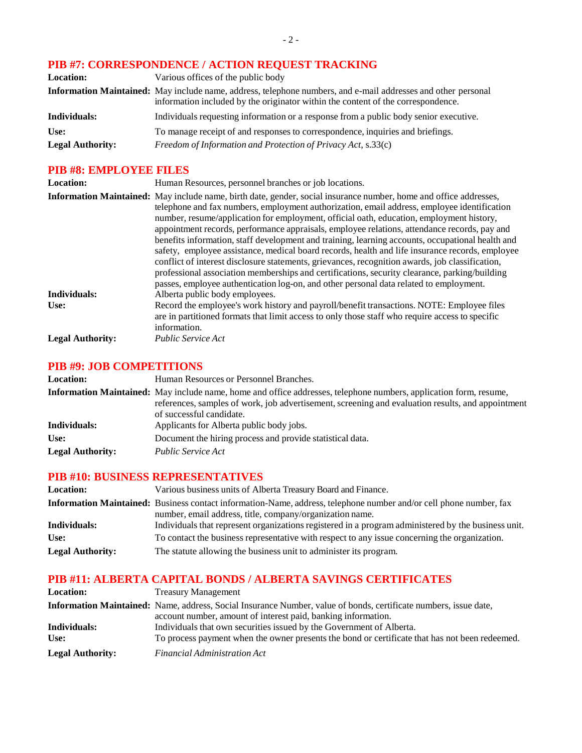## PIB #7: CORRESPONDENCE / ACTION REQUEST TRACKING

**Location:** Various offices of the public body

**Information Maintained:** May include name, address, telephone numbers, and e-mail addresses and other personal information included by the originator within the content of the correspondence.

**Individuals:** Individuals requesting information or a response from a public body senior executive.

**Use:** To manage receipt of and responses to correspondence, inquiries and briefings.

**Legal Authority:** *Freedom of Information and Protection of Privacy Act*, s.33(c)

## PIB #8: EMPLOYEE FILES

**Location:** Human Resources, personnel branches or job locations.

**Information Maintained:** May include name, birth date, gender, social insurance number, home and office addresses, telephone and fax numbers, employment authorization, email address, employee identification number, resume/application for employment, official oath, education, employment history, appointment records, performance appraisals, employee relations, attendance records, pay and benefits information, staff development and training, learning accounts, occupational health and safety, employee assistance, medical board records, health and life insurance records, employee conflict of interest disclosure statements, grievances, recognition awards, job classification, professional association memberships and certifications, security clearance, parking/building passes, employee authentication log-on, and other personal data related to employment.

**Individuals:** Alberta public body employees.

**Use:** Record the employee's work history and payroll/benefit transactions. NOTE: Employee files are in partitioned formats that limit access to only those staff who require access to specific information.

**Legal Authority:** *Public Service Act*

## PIB #9: JOB COMPETITIONS

**Location:** Human Resources or Personnel Branches.

**Information Maintained:** May include name, home and office addresses, telephone numbers, application form, resume, references, samples of work, job advertisement, screening and evaluation results, and appointment of successful candidate.

**Individuals:** Applicants for Alberta public body jobs.

**Use:** Document the hiring process and provide statistical data.

**Legal Authority:** *Public Service Act*

## PIB #10: BUSINESS REPRESENTATIVES

**Location:** Various business units of Alberta Treasury Board and Finance.

**Information Maintained:** Business contact information-Name, address, telephone number and/or cell phone number, fax number, email address, title, company/organization name.

**Individuals:** Individuals that represent organizations registered in a program administered by the business unit.

**Use:** To contact the business representative with respect to any issue concerning the organization.

**Legal Authority:** The statute allowing the business unit to administer its program.

## PIB #11: ALBERTA CAPITAL BONDS / ALBERTA SAVINGS CERTIFICATES

**Location:** Treasury Management

**Information Maintained:** Name, address, Social Insurance Number, value of bonds, certificate numbers, issue date, account number, amount of interest paid, banking information.

**Individuals:** Individuals that own securities issued by the Government of Alberta.

**Use:** To process payment when the owner presents the bond or certificate that has not been redeemed.

**Legal Authority:** *Financial Administration Act*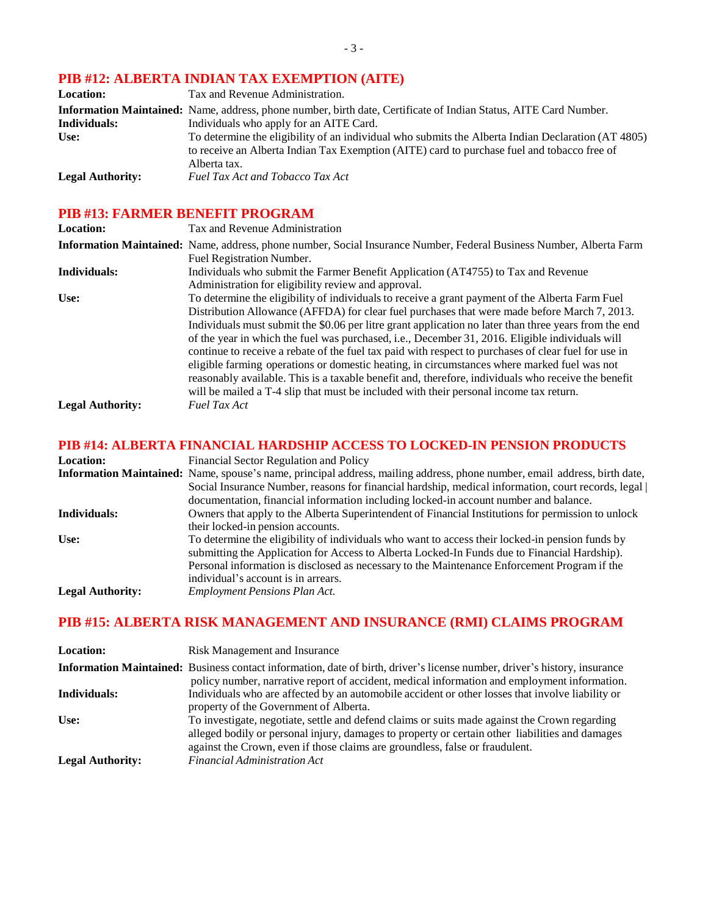## PIB #12: ALBERTA INDIAN TAX EXEMPTION (AITE)

**Location:** Tax and Revenue Administration.

**Information Maintained:** Name, address, phone number, birth date, Certificate of Indian Status, AITE Card Number.

**Individuals:** Individuals who apply for an AITE Card.

**Use:** To determine the eligibility of an individual who submits the Alberta Indian Declaration (AT 4805) to receive an Alberta Indian Tax Exemption (AITE) card to purchase fuel and tobacco free of Alberta tax.

**Legal Authority:** *Fuel Tax Act and Tobacco Tax Act*

## PIB #13: FARMER BENEFIT PROGRAM

**Location:** Tax and Revenue Administration

**Information Maintained:** Name, address, phone number, Social Insurance Number, Federal Business Number, Alberta Farm Fuel Registration Number.

**Individuals:** Individuals who submit the Farmer Benefit Application (AT4755) to Tax and Revenue Administration for eligibility review and approval.

**Use:** To determine the eligibility of individuals to receive a grant payment of the Alberta Farm Fuel Distribution Allowance (AFFDA) for clear fuel purchases that were made before March 7, 2013. Individuals must submit the $0.06 per litre grant application no later than three years from the end of the year in which the fuel was purchased, i.e., December 31, 2016. Eligible individuals will continue to receive a rebate of the fuel tax paid with respect to purchases of clear fuel for use in eligible farming operations or domestic heating, in circumstances where marked fuel was not reasonably available. This is a taxable benefit and, therefore, individuals who receive the benefit will be mailed a T-4 slip that must be included with their personal income tax return.

**Legal Authority:** *Fuel Tax Act*

## PIB #14: ALBERTA FINANCIAL HARDSHIP ACCESS TO LOCKED-IN PENSION PRODUCTS

**Location:** Financial Sector Regulation and Policy

**Information Maintained:** Name, spouse's name, principal address, mailing address, phone number, email address, birth date, Social Insurance Number, reasons for financial hardship, medical information, court records, legal documentation, financial information including locked-in account number and balance.

**Individuals:** Owners that apply to the Alberta Superintendent of Financial Institutions for permission to unlock their locked-in pension accounts.

**Use:** To determine the eligibility of individuals who want to access their locked-in pension funds by submitting the Application for Access to Alberta Locked-In Funds due to Financial Hardship). Personal information is disclosed as necessary to the Maintenance Enforcement Program if the individual's account is in arrears.

**Legal Authority:** *Employment Pensions Plan Act.*

## PIB #15: ALBERTA RISK MANAGEMENT AND INSURANCE (RMI) CLAIMS PROGRAM

**Location:** Risk Management and Insurance

**Information Maintained:** Business contact information, date of birth, driver's license number, driver's history, insurance policy number, narrative report of accident, medical information and employment information.

**Individuals:** Individuals who are affected by an automobile accident or other losses that involve liability or property of the Government of Alberta.

**Use:** To investigate, negotiate, settle and defend claims or suits made against the Crown regarding alleged bodily or personal injury, damages to property or certain other liabilities and damages against the Crown, even if those claims are groundless, false or fraudulent.

**Legal Authority:** *Financial Administration Act*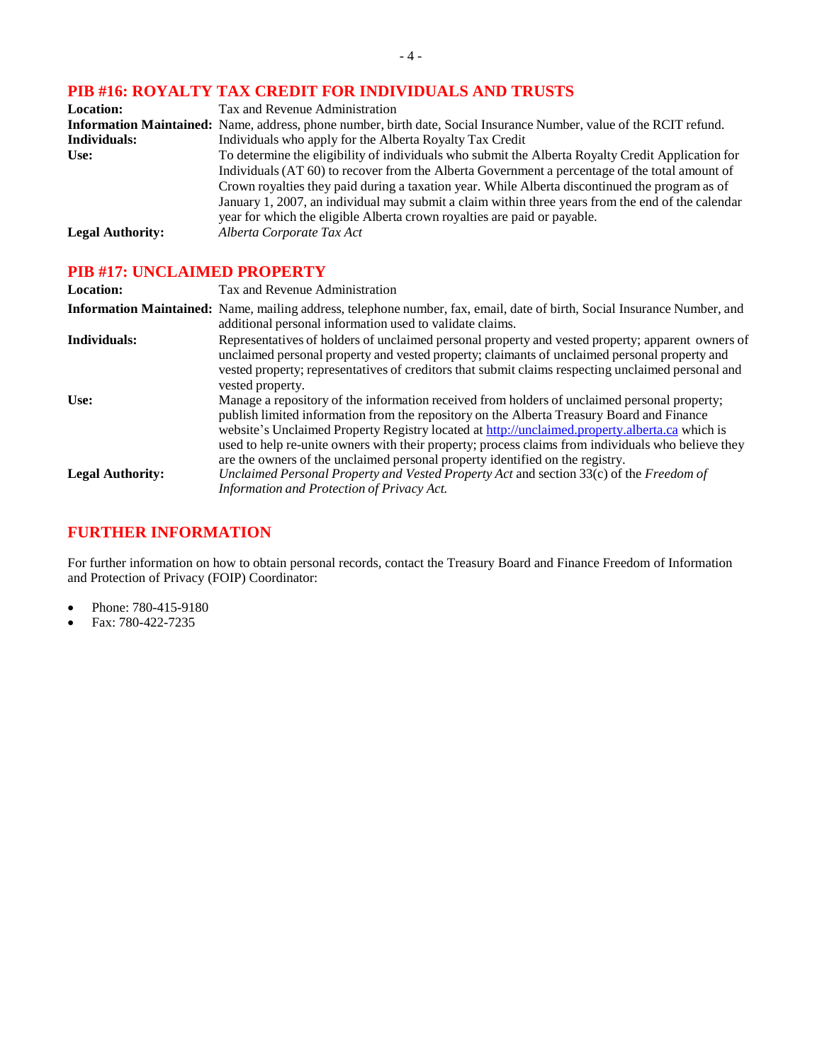## PIB #16: ROYALTY TAX CREDIT FOR INDIVIDUALS AND TRUSTS

| | |
|---|---|
| **Location:** | Tax and Revenue Administration |
| **Information Maintained:** | Name, address, phone number, birth date, Social Insurance Number, value of the RCIT refund. |
| **Individuals:** | Individuals who apply for the Alberta Royalty Tax Credit |
| **Use:** | To determine the eligibility of individuals who submit the Alberta Royalty Credit Application for Individuals (AT 60) to recover from the Alberta Government a percentage of the total amount of Crown royalties they paid during a taxation year. While Alberta discontinued the program as of January 1, 2007, an individual may submit a claim within three years from the end of the calendar year for which the eligible Alberta crown royalties are paid or payable. |
| **Legal Authority:** | *Alberta Corporate Tax Act* |

## PIB #17: UNCLAIMED PROPERTY

| | |
|---|---|
| **Location:** | Tax and Revenue Administration |
| **Information Maintained:** | Name, mailing address, telephone number, fax, email, date of birth, Social Insurance Number, and additional personal information used to validate claims. |
| **Individuals:** | Representatives of holders of unclaimed personal property and vested property; apparent owners of unclaimed personal property and vested property; claimants of unclaimed personal property and vested property; representatives of creditors that submit claims respecting unclaimed personal and vested property. |
| **Use:** | Manage a repository of the information received from holders of unclaimed personal property; publish limited information from the repository on the Alberta Treasury Board and Finance website's Unclaimed Property Registry located at http://unclaimed.property.alberta.ca which is used to help re-unite owners with their property; process claims from individuals who believe they are the owners of the unclaimed personal property identified on the registry. |
| **Legal Authority:** | *Unclaimed Personal Property and Vested Property Act* and section 33(c) of the *Freedom of Information and Protection of Privacy Act.* |

## FURTHER INFORMATION

For further information on how to obtain personal records, contact the Treasury Board and Finance Freedom of Information and Protection of Privacy (FOIP) Coordinator:

- Phone: 780-415-9180
- Fax: 780-422-7235